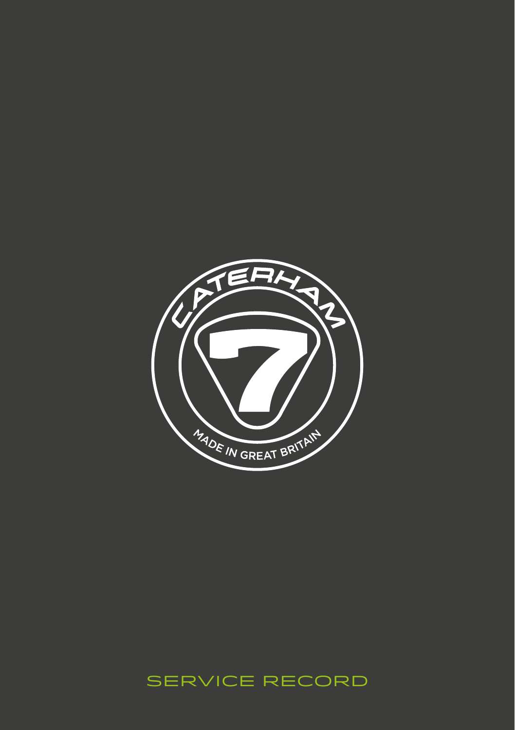# SERVICE RECORD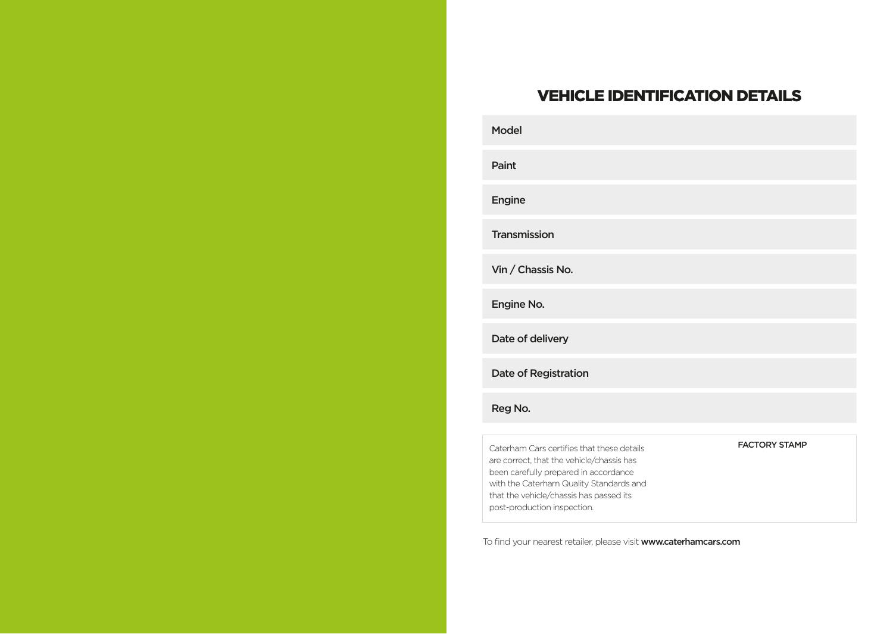# VEHICLE IDENTIFICATION DETAILS

| | |
|---|---|
| Model | |
| Paint | |
| Engine | |
| Transmission | |
| Vin / Chassis No. | |
| Engine No. | |
| Date of delivery | |
| Date of Registration | |
| Reg No. | |

| | |
|---|---|
| Caterham Cars certifies that these details are correct, that the vehicle/chassis has been carefully prepared in accordance with the Caterham Quality Standards and that the vehicle/chassis has passed its post-production inspection. | FACTORY STAMP |

To find your nearest retailer, please visit **www.caterhamcars.com**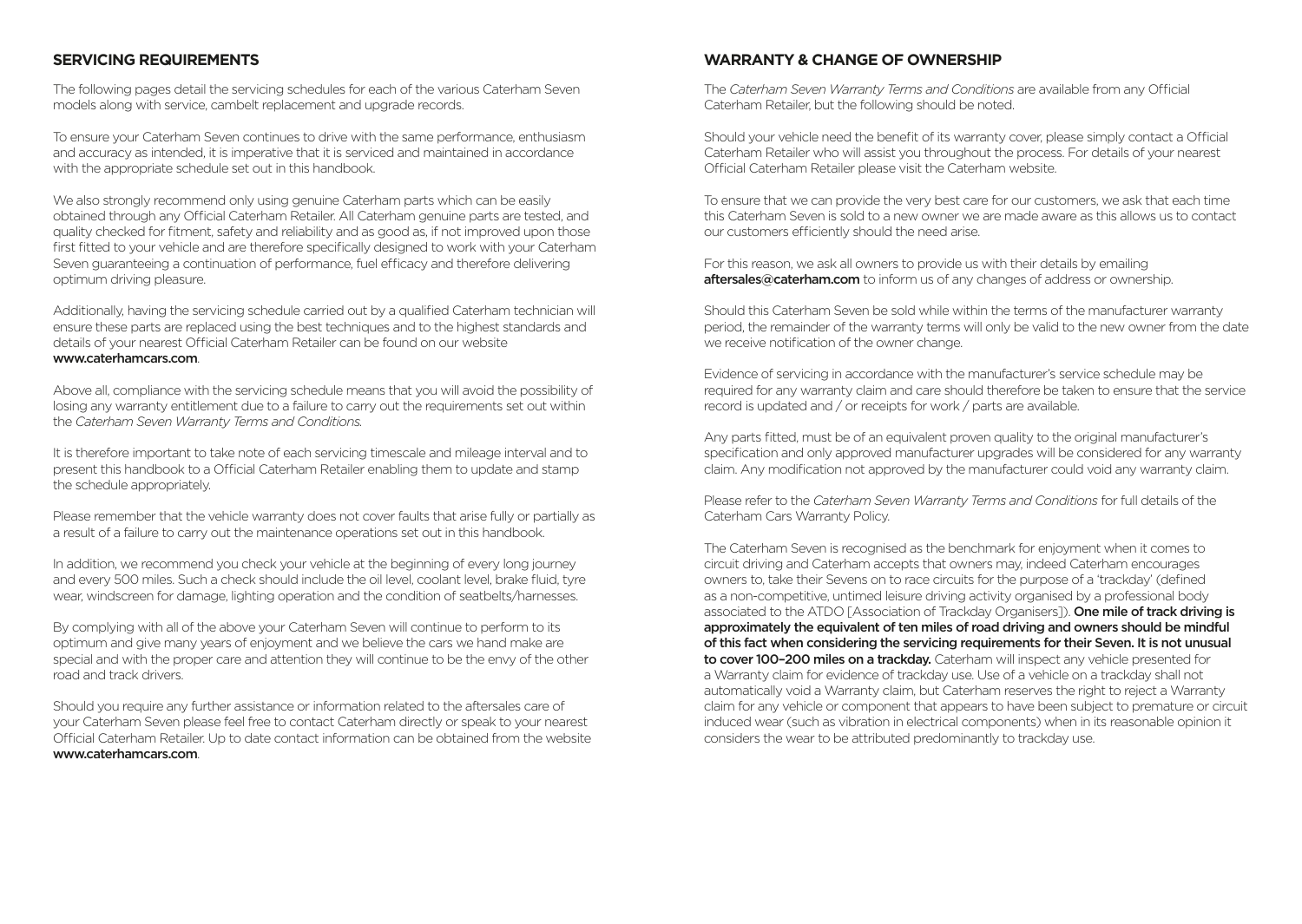## SERVICING REQUIREMENTS

The following pages detail the servicing schedules for each of the various Caterham Seven models along with service, cambelt replacement and upgrade records.

To ensure your Caterham Seven continues to drive with the same performance, enthusiasm and accuracy as intended, it is imperative that it is serviced and maintained in accordance with the appropriate schedule set out in this handbook.

We also strongly recommend only using genuine Caterham parts which can be easily obtained through any Official Caterham Retailer. All Caterham genuine parts are tested, and quality checked for fitment, safety and reliability and as good as, if not improved upon those first fitted to your vehicle and are therefore specifically designed to work with your Caterham Seven guaranteeing a continuation of performance, fuel efficacy and therefore delivering optimum driving pleasure.

Additionally, having the servicing schedule carried out by a qualified Caterham technician will ensure these parts are replaced using the best techniques and to the highest standards and details of your nearest Official Caterham Retailer can be found on our website **www.caterhamcars.com**.

Above all, compliance with the servicing schedule means that you will avoid the possibility of losing any warranty entitlement due to a failure to carry out the requirements set out within the *Caterham Seven Warranty Terms and Conditions.*

It is therefore important to take note of each servicing timescale and mileage interval and to present this handbook to a Official Caterham Retailer enabling them to update and stamp the schedule appropriately.

Please remember that the vehicle warranty does not cover faults that arise fully or partially as a result of a failure to carry out the maintenance operations set out in this handbook.

In addition, we recommend you check your vehicle at the beginning of every long journey and every 500 miles. Such a check should include the oil level, coolant level, brake fluid, tyre wear, windscreen for damage, lighting operation and the condition of seatbelts/harnesses.

By complying with all of the above your Caterham Seven will continue to perform to its optimum and give many years of enjoyment and we believe the cars we hand make are special and with the proper care and attention they will continue to be the envy of the other road and track drivers.

Should you require any further assistance or information related to the aftersales care of your Caterham Seven please feel free to contact Caterham directly or speak to your nearest Official Caterham Retailer. Up to date contact information can be obtained from the website **www.caterhamcars.com**.

## WARRANTY & CHANGE OF OWNERSHIP

The *Caterham Seven Warranty Terms and Conditions* are available from any Official Caterham Retailer, but the following should be noted.

Should your vehicle need the benefit of its warranty cover, please simply contact a Official Caterham Retailer who will assist you throughout the process. For details of your nearest Official Caterham Retailer please visit the Caterham website.

To ensure that we can provide the very best care for our customers, we ask that each time this Caterham Seven is sold to a new owner we are made aware as this allows us to contact our customers efficiently should the need arise.

For this reason, we ask all owners to provide us with their details by emailing **aftersales@caterham.com** to inform us of any changes of address or ownership.

Should this Caterham Seven be sold while within the terms of the manufacturer warranty period, the remainder of the warranty terms will only be valid to the new owner from the date we receive notification of the owner change.

Evidence of servicing in accordance with the manufacturer's service schedule may be required for any warranty claim and care should therefore be taken to ensure that the service record is updated and / or receipts for work / parts are available.

Any parts fitted, must be of an equivalent proven quality to the original manufacturer's specification and only approved manufacturer upgrades will be considered for any warranty claim. Any modification not approved by the manufacturer could void any warranty claim.

Please refer to the *Caterham Seven Warranty Terms and Conditions* for full details of the Caterham Cars Warranty Policy.

The Caterham Seven is recognised as the benchmark for enjoyment when it comes to circuit driving and Caterham accepts that owners may, indeed Caterham encourages owners to, take their Sevens on to race circuits for the purpose of a 'trackday' (defined as a non-competitive, untimed leisure driving activity organised by a professional body associated to the ATDO [Association of Trackday Organisers]). **One mile of track driving is approximately the equivalent of ten miles of road driving and owners should be mindful of this fact when considering the servicing requirements for their Seven. It is not unusual to cover 100–200 miles on a trackday.** Caterham will inspect any vehicle presented for a Warranty claim for evidence of trackday use. Use of a vehicle on a trackday shall not automatically void a Warranty claim, but Caterham reserves the right to reject a Warranty claim for any vehicle or component that appears to have been subject to premature or circuit induced wear (such as vibration in electrical components) when in its reasonable opinion it considers the wear to be attributed predominantly to trackday use.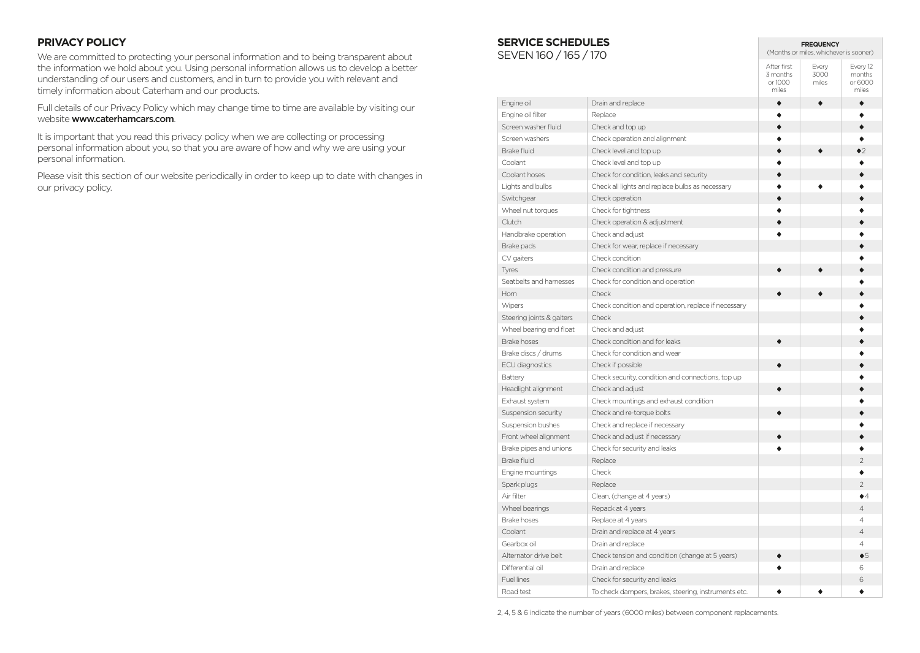## PRIVACY POLICY

We are committed to protecting your personal information and to being transparent about the information we hold about you. Using personal information allows us to develop a better understanding of our users and customers, and in turn to provide you with relevant and timely information about Caterham and our products.

Full details of our Privacy Policy which may change time to time are available by visiting our website **www.caterhamcars.com**.

It is important that you read this privacy policy when we are collecting or processing personal information about you, so that you are aware of how and why we are using your personal information.

Please visit this section of our website periodically in order to keep up to date with changes in our privacy policy.

## SERVICE SCHEDULES

SEVEN 160 / 165 / 170

| | | **FREQUENCY** (Months or miles, whichever is sooner) | | |
|---|---|---|---|---|
| | | After first 3 months or 1000 miles | Every 3000 miles | Every 12 months or 6000 miles |
| Engine oil | Drain and replace | ◆ | ◆ | ◆ |
| Engine oil filter | Replace | ◆ | | ◆ |
| Screen washer fluid | Check and top up | ◆ | | ◆ |
| Screen washers | Check operation and alignment | ◆ | | ◆ |
| Brake fluid | Check level and top up | ◆ | ◆ | ◆2 |
| Coolant | Check level and top up | ◆ | | ◆ |
| Coolant hoses | Check for condition, leaks and security | ◆ | | ◆ |
| Lights and bulbs | Check all lights and replace bulbs as necessary | ◆ | ◆ | ◆ |
| Switchgear | Check operation | ◆ | | ◆ |
| Wheel nut torques | Check for tightness | ◆ | | ◆ |
| Clutch | Check operation & adjustment | ◆ | | ◆ |
| Handbrake operation | Check and adjust | ◆ | | ◆ |
| Brake pads | Check for wear, replace if necessary | | | ◆ |
| CV gaiters | Check condition | | | ◆ |
| Tyres | Check condition and pressure | ◆ | ◆ | ◆ |
| Seatbelts and harnesses | Check for condition and operation | | | ◆ |
| Horn | Check | ◆ | ◆ | ◆ |
| Wipers | Check condition and operation, replace if necessary | | | ◆ |
| Steering joints & gaiters | Check | | | ◆ |
| Wheel bearing end float | Check and adjust | | | ◆ |
| Brake hoses | Check condition and for leaks | ◆ | | ◆ |
| Brake discs / drums | Check for condition and wear | | | ◆ |
| ECU diagnostics | Check if possible | ◆ | | ◆ |
| Battery | Check security, condition and connections, top up | | | ◆ |
| Headlight alignment | Check and adjust | ◆ | | ◆ |
| Exhaust system | Check mountings and exhaust condition | | | ◆ |
| Suspension security | Check and re-torque bolts | ◆ | | ◆ |
| Suspension bushes | Check and replace if necessary | | | ◆ |
| Front wheel alignment | Check and adjust if necessary | ◆ | | ◆ |
| Brake pipes and unions | Check for security and leaks | ◆ | | ◆ |
| Brake fluid | Replace | | | 2 |
| Engine mountings | Check | | | ◆ |
| Spark plugs | Replace | | | 2 |
| Air filter | Clean, (change at 4 years) | | | ◆4 |
| Wheel bearings | Repack at 4 years | | | 4 |
| Brake hoses | Replace at 4 years | | | 4 |
| Coolant | Drain and replace at 4 years | | | 4 |
| Gearbox oil | Drain and replace | | | 4 |
| Alternator drive belt | Check tension and condition (change at 5 years) | ◆ | | ◆5 |
| Differential oil | Drain and replace | ◆ | | 6 |
| Fuel lines | Check for security and leaks | | | 6 |
| Road test | To check dampers, brakes, steering, instruments etc. | ◆ | ◆ | ◆ |

2, 4, 5 & 6 indicate the number of years (6000 miles) between component replacements.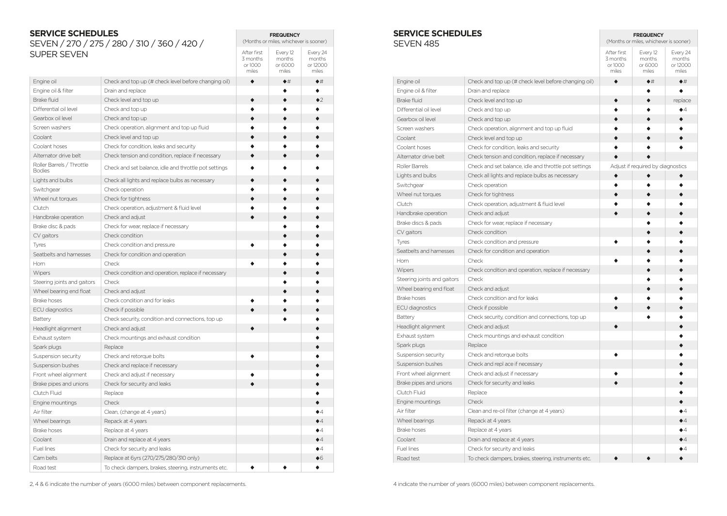## SERVICE SCHEDULES

SEVEN / 270 / 275 / 280 / 310 / 360 / 420 / SUPER SEVEN

| | | FREQUENCY (Months or miles, whichever is sooner) | | |
|---|---|---|---|---|
| | | After first 3 months or 1000 miles | Every 12 months or 6000 miles | Every 24 months or 12000 miles |
| Engine oil | Check and top up (# check level before changing oil) | ◆ | ◆# | ◆# |
| Engine oil & filter | Drain and replace | | ◆ | ◆ |
| Brake fluid | Check level and top up | ◆ | ◆ | ◆2 |
| Differential oil level | Check and top up | ◆ | ◆ | ◆ |
| Gearbox oil level | Check and top up | ◆ | ◆ | ◆ |
| Screen washers | Check operation, alignment and top up fluid | ◆ | ◆ | ◆ |
| Coolant | Check level and top up | ◆ | ◆ | ◆ |
| Coolant hoses | Check for condition, leaks and security | ◆ | ◆ | ◆ |
| Alternator drive belt | Check tension and condition, replace if necessary | ◆ | ◆ | ◆ |
| Roller Barrels / Throttle Bodies | Check and set balance, idle and throttle pot settings | ◆ | ◆ | ◆ |
| Lights and bulbs | Check all lights and replace bulbs as necessary | ◆ | ◆ | ◆ |
| Switchgear | Check operation | ◆ | ◆ | ◆ |
| Wheel nut torques | Check for tightness | ◆ | ◆ | ◆ |
| Clutch | Check operation, adjustment & fluid level | ◆ | ◆ | ◆ |
| Handbrake operation | Check and adjust | ◆ | ◆ | ◆ |
| Brake disc & pads | Check for wear, replace if necessary | | ◆ | ◆ |
| CV gaitors | Check condition | | ◆ | ◆ |
| Tyres | Check condition and pressure | ◆ | ◆ | ◆ |
| Seatbelts and harnesses | Check for condition and operation | | ◆ | ◆ |
| Horn | Check | ◆ | ◆ | ◆ |
| Wipers | Check condition and operation, replace if necessary | | ◆ | ◆ |
| Steering joints and gaitors | Check | | ◆ | ◆ |
| Wheel bearing end float | Check and adjust | | ◆ | ◆ |
| Brake hoses | Check condition and for leaks | ◆ | ◆ | ◆ |
| ECU diagnostics | Check if possible | ◆ | ◆ | ◆ |
| Battery | Check security, condition and connections, top up | | ◆ | ◆ |
| Headlight alignment | Check and adjust | ◆ | | ◆ |
| Exhaust system | Check mountings and exhaust condition | | | ◆ |
| Spark plugs | Replace | | | ◆ |
| Suspension security | Check and retorque bolts | ◆ | | ◆ |
| Suspension bushes | Check and replace if necessary | | | ◆ |
| Front wheel alignment | Check and adjust if necessary | ◆ | | ◆ |
| Brake pipes and unions | Check for security and leaks | ◆ | | ◆ |
| Clutch Fluid | Replace | | | ◆ |
| Engine mountings | Check | | | ◆ |
| Air filter | Clean, (change at 4 years) | | | ◆4 |
| Wheel bearings | Repack at 4 years | | | ◆4 |
| Brake hoses | Replace at 4 years | | | ◆4 |
| Coolant | Drain and replace at 4 years | | | ◆4 |
| Fuel lines | Check for security and leaks | | | ◆4 |
| Cam belts | Replace at 6yrs (270/275/280/310 only) | | | ◆6 |
| Road test | To check dampers, brakes, steering, instruments etc. | ◆ | ◆ | ◆ |

2, 4 & 6 indicate the number of years (6000 miles) between component replacements.

## SERVICE SCHEDULES

SEVEN 485

| | | FREQUENCY (Months or miles, whichever is sooner) | | |
|---|---|---|---|---|
| | | After first 3 months or 1000 miles | Every 12 months or 6000 miles | Every 24 months or 12000 miles |
| Engine oil | Check and top up (# check level before changing oil) | ◆ | ◆# | ◆# |
| Engine oil & filter | Drain and replace | | ◆ | ◆ |
| Brake fluid | Check level and top up | ◆ | ◆ | replace |
| Differential oil level | Check and top up | ◆ | ◆ | ◆4 |
| Gearbox oil level | Check and top up | ◆ | ◆ | ◆ |
| Screen washers | Check operation, alignment and top up fluid | ◆ | ◆ | ◆ |
| Coolant | Check level and top up | ◆ | ◆ | ◆ |
| Coolant hoses | Check for condition, leaks and security | ◆ | ◆ | ◆ |
| Alternator drive belt | Check tension and condition, replace if necessary | ◆ | ◆ | |
| Roller Barrels | Check and set balance, idle and throttle pot settings | Adjust if required by diagnostics | | |
| Lights and bulbs | Check all lights and replace bulbs as necessary | ◆ | ◆ | ◆ |
| Switchgear | Check operation | ◆ | ◆ | ◆ |
| Wheel nut torques | Check for tightness | ◆ | ◆ | ◆ |
| Clutch | Check operation, adjustment & fluid level | ◆ | ◆ | ◆ |
| Handbrake operation | Check and adjust | ◆ | ◆ | ◆ |
| Brake discs & pads | Check for wear, replace if necessary | | ◆ | ◆ |
| CV gaitors | Check condition | | ◆ | ◆ |
| Tyres | Check condition and pressure | ◆ | ◆ | ◆ |
| Seatbelts and harnesses | Check for condition and operation | | ◆ | ◆ |
| Horn | Check | ◆ | ◆ | ◆ |
| Wipers | Check condition and operation, replace if necessary | | ◆ | ◆ |
| Steering joints and gaitors | Check | | ◆ | ◆ |
| Wheel bearing end float | Check and adjust | | ◆ | ◆ |
| Brake hoses | Check condition and for leaks | ◆ | ◆ | ◆ |
| ECU diagnostics | Check if possible | ◆ | ◆ | ◆ |
| Battery | Check security, condition and connections, top up | | ◆ | ◆ |
| Headlight alignment | Check and adjust | ◆ | | ◆ |
| Exhaust system | Check mountings and exhaust condition | | | ◆ |
| Spark plugs | Replace | | | ◆ |
| Suspension security | Check and retorque bolts | ◆ | | ◆ |
| Suspension bushes | Check and repl ace if necessary | | | ◆ |
| Front wheel alignment | Check and adjust if necessary | ◆ | | ◆ |
| Brake pipes and unions | Check for security and leaks | ◆ | | ◆ |
| Clutch Fluid | Replace | | | ◆ |
| Engine mountings | Check | | | ◆ |
| Air filter | Clean and re-oil filter (change at 4 years) | | | ◆4 |
| Wheel bearings | Repack at 4 years | | | ◆4 |
| Brake hoses | Replace at 4 years | | | ◆4 |
| Coolant | Drain and replace at 4 years | | | ◆4 |
| Fuel lines | Check for security and leaks | | | ◆4 |
| Road test | To check dampers, brakes, steering, instruments etc. | ◆ | ◆ | ◆ |

4 indicate the number of years (6000 miles) between component replacements.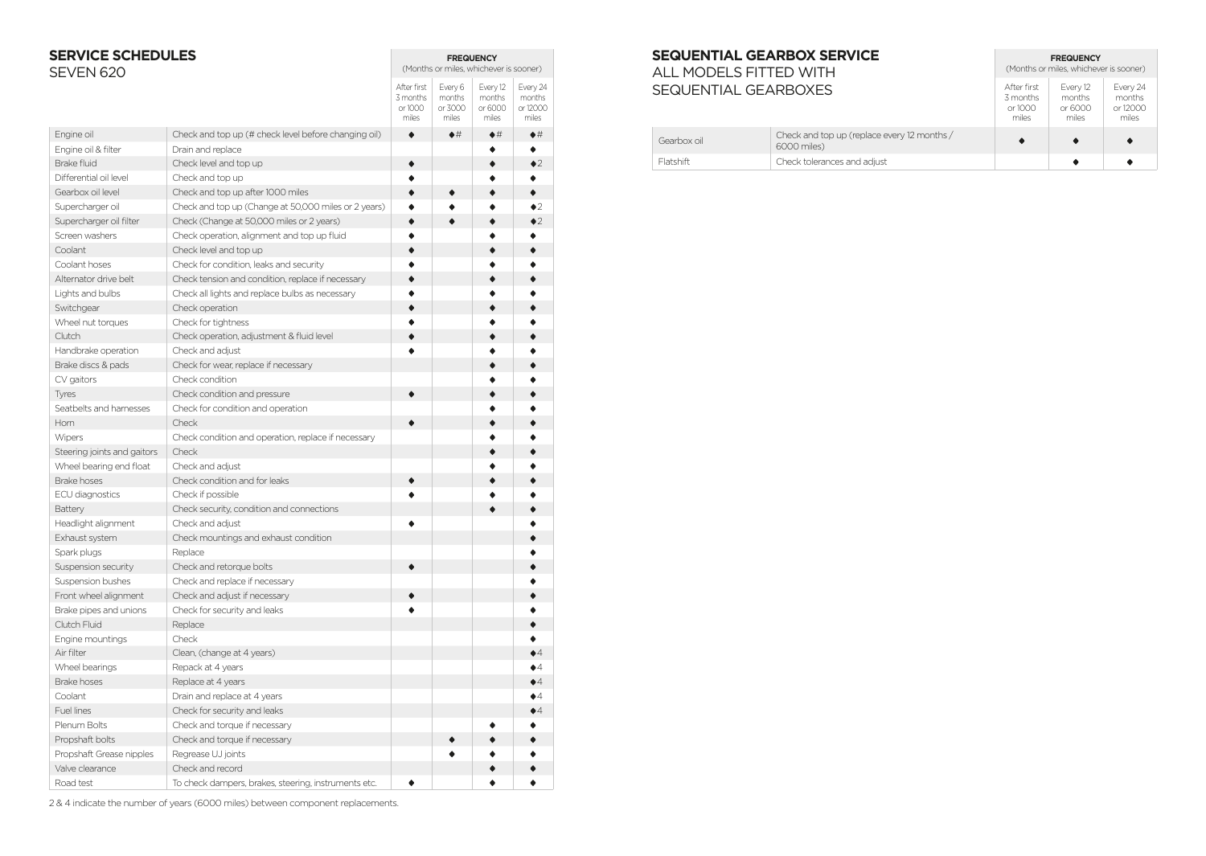## SERVICE SCHEDULES
SEVEN 620

| | | FREQUENCY (Months or miles, whichever is sooner) | | | |
|---|---|---|---|---|---|
| | | After first 3 months or 1000 miles | Every 6 months or 3000 miles | Every 12 months or 6000 miles | Every 24 months or 12000 miles |
| Engine oil | Check and top up (# check level before changing oil) | ◆ | ◆# | ◆# | ◆# |
| Engine oil & filter | Drain and replace | | | ◆ | ◆ |
| Brake fluid | Check level and top up | ◆ | | ◆ | ◆2 |
| Differential oil level | Check and top up | ◆ | | ◆ | ◆ |
| Gearbox oil level | Check and top up after 1000 miles | ◆ | ◆ | ◆ | ◆ |
| Supercharger oil | Check and top up (Change at 50,000 miles or 2 years) | ◆ | ◆ | ◆ | ◆2 |
| Supercharger oil filter | Check (Change at 50,000 miles or 2 years) | ◆ | ◆ | ◆ | ◆2 |
| Screen washers | Check operation, alignment and top up fluid | ◆ | | ◆ | ◆ |
| Coolant | Check level and top up | ◆ | | ◆ | ◆ |
| Coolant hoses | Check for condition, leaks and security | ◆ | | ◆ | ◆ |
| Alternator drive belt | Check tension and condition, replace if necessary | ◆ | | ◆ | ◆ |
| Lights and bulbs | Check all lights and replace bulbs as necessary | ◆ | | ◆ | ◆ |
| Switchgear | Check operation | ◆ | | ◆ | ◆ |
| Wheel nut torques | Check for tightness | ◆ | | ◆ | ◆ |
| Clutch | Check operation, adjustment & fluid level | ◆ | | ◆ | ◆ |
| Handbrake operation | Check and adjust | ◆ | | ◆ | ◆ |
| Brake discs & pads | Check for wear, replace if necessary | | | ◆ | ◆ |
| CV gaitors | Check condition | | | ◆ | ◆ |
| Tyres | Check condition and pressure | ◆ | | ◆ | ◆ |
| Seatbelts and harnesses | Check for condition and operation | | | ◆ | ◆ |
| Horn | Check | ◆ | | ◆ | ◆ |
| Wipers | Check condition and operation, replace if necessary | | | ◆ | ◆ |
| Steering joints and gaitors | Check | | | ◆ | ◆ |
| Wheel bearing end float | Check and adjust | | | ◆ | ◆ |
| Brake hoses | Check condition and for leaks | ◆ | | ◆ | ◆ |
| ECU diagnostics | Check if possible | ◆ | | ◆ | ◆ |
| Battery | Check security, condition and connections | | | ◆ | ◆ |
| Headlight alignment | Check and adjust | ◆ | | | ◆ |
| Exhaust system | Check mountings and exhaust condition | | | | ◆ |
| Spark plugs | Replace | | | | ◆ |
| Suspension security | Check and retorque bolts | ◆ | | | ◆ |
| Suspension bushes | Check and replace if necessary | | | | ◆ |
| Front wheel alignment | Check and adjust if necessary | ◆ | | | ◆ |
| Brake pipes and unions | Check for security and leaks | ◆ | | | ◆ |
| Clutch Fluid | Replace | | | | ◆ |
| Engine mountings | Check | | | | ◆ |
| Air filter | Clean, (change at 4 years) | | | | ◆4 |
| Wheel bearings | Repack at 4 years | | | | ◆4 |
| Brake hoses | Replace at 4 years | | | | ◆4 |
| Coolant | Drain and replace at 4 years | | | | ◆4 |
| Fuel lines | Check for security and leaks | | | | ◆4 |
| Plenum Bolts | Check and torque if necessary | | | ◆ | ◆ |
| Propshaft bolts | Check and torque if necessary | | ◆ | ◆ | ◆ |
| Propshaft Grease nipples | Regrease UJ joints | | ◆ | ◆ | ◆ |
| Valve clearance | Check and record | | | ◆ | ◆ |
| Road test | To check dampers, brakes, steering, instruments etc. | ◆ | | ◆ | ◆ |

2 & 4 indicate the number of years (6000 miles) between component replacements.

## SEQUENTIAL GEARBOX SERVICE
ALL MODELS FITTED WITH SEQUENTIAL GEARBOXES

| | | FREQUENCY (Months or miles, whichever is sooner) | | |
|---|---|---|---|---|
| | | After first 3 months or 1000 miles | Every 12 months or 6000 miles | Every 24 months or 12000 miles |
| Gearbox oil | Check and top up (replace every 12 months / 6000 miles) | ◆ | ◆ | ◆ |
| Flatshift | Check tolerances and adjust | | ◆ | ◆ |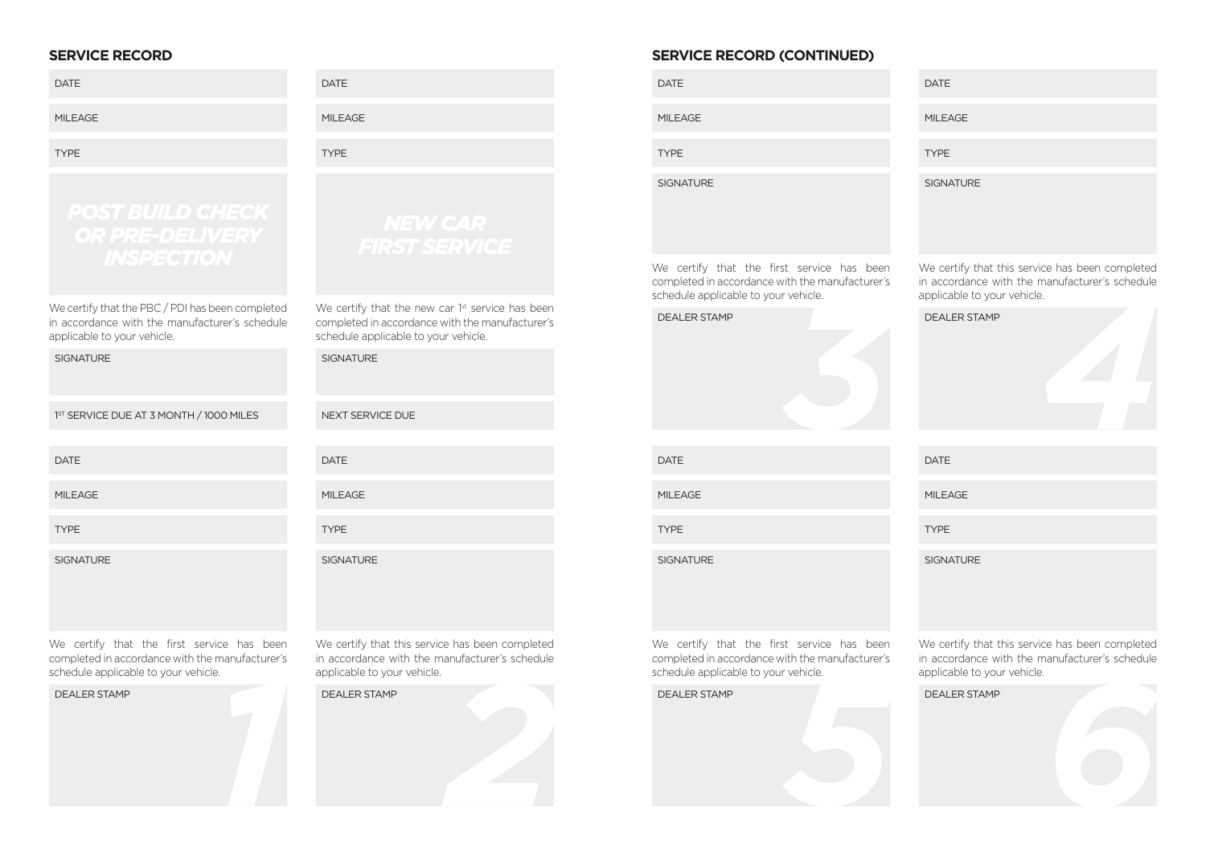## SERVICE RECORD

DATE

MILEAGE

TYPE

**POST BUILD CHECK OR PRE-DELIVERY INSPECTION**

We certify that the PBC / PDI has been completed in accordance with the manufacturer's schedule applicable to your vehicle.

SIGNATURE

1ST SERVICE DUE AT 3 MONTH / 1000 MILES

DATE

MILEAGE

TYPE

**NEW CAR FIRST SERVICE**

We certify that the new car 1st service has been completed in accordance with the manufacturer's schedule applicable to your vehicle.

SIGNATURE

NEXT SERVICE DUE

### 1

DATE

MILEAGE

TYPE

SIGNATURE

We certify that the first service has been completed in accordance with the manufacturer's schedule applicable to your vehicle.

DEALER STAMP

### 2

DATE

MILEAGE

TYPE

SIGNATURE

We certify that this service has been completed in accordance with the manufacturer's schedule applicable to your vehicle.

DEALER STAMP

## SERVICE RECORD (CONTINUED)

### 3

DATE

MILEAGE

TYPE

SIGNATURE

We certify that the first service has been completed in accordance with the manufacturer's schedule applicable to your vehicle.

DEALER STAMP

### 4

DATE

MILEAGE

TYPE

SIGNATURE

We certify that this service has been completed in accordance with the manufacturer's schedule applicable to your vehicle.

DEALER STAMP

### 5

DATE

MILEAGE

TYPE

SIGNATURE

We certify that the first service has been completed in accordance with the manufacturer's schedule applicable to your vehicle.

DEALER STAMP

### 6

DATE

MILEAGE

TYPE

SIGNATURE

We certify that this service has been completed in accordance with the manufacturer's schedule applicable to your vehicle.

DEALER STAMP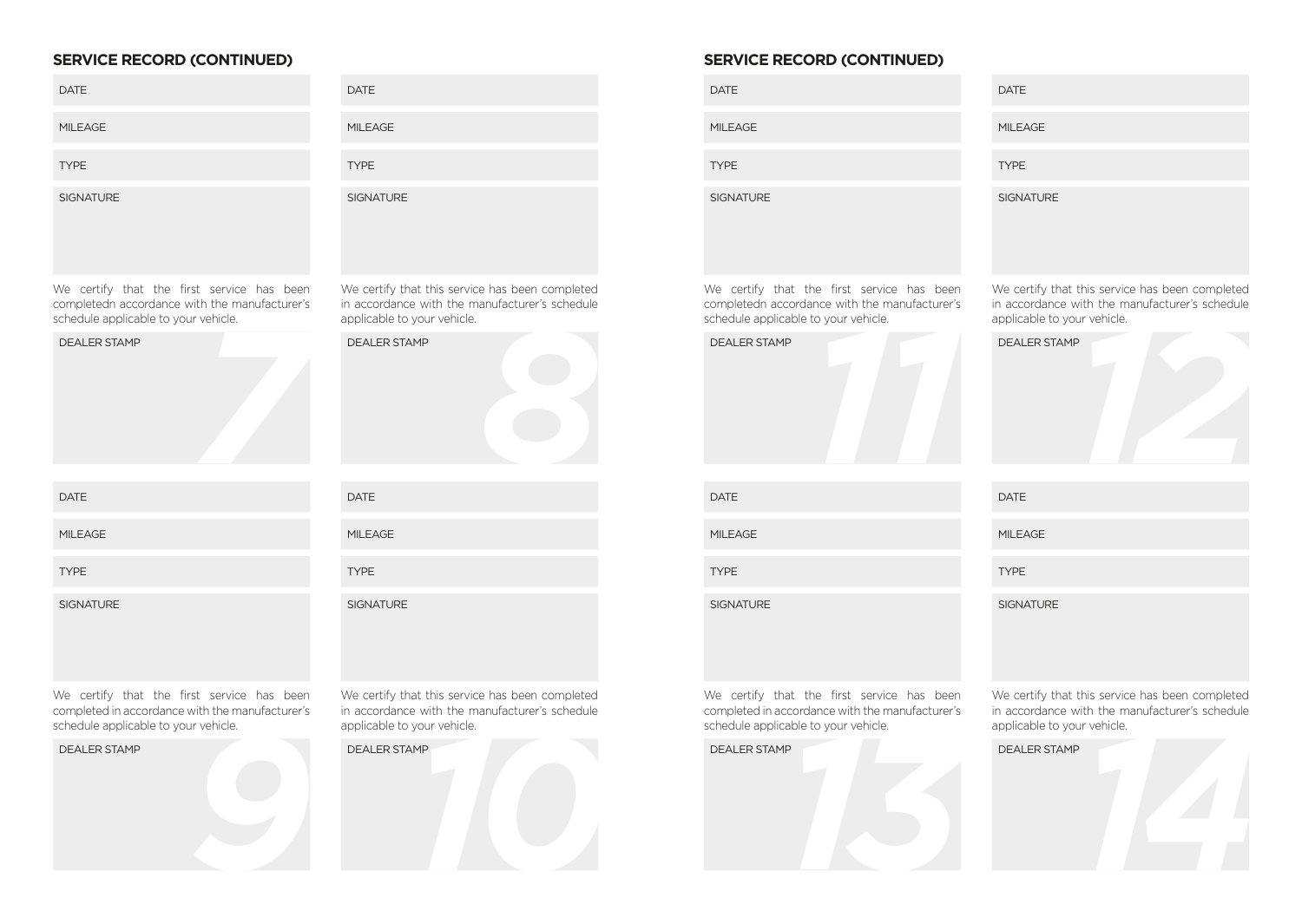## SERVICE RECORD (CONTINUED)

DATE

MILEAGE

TYPE

SIGNATURE

We certify that the first service has been completedn accordance with the manufacturer's schedule applicable to your vehicle.

DEALER STAMP

7

DATE

MILEAGE

TYPE

SIGNATURE

We certify that this service has been completed in accordance with the manufacturer's schedule applicable to your vehicle.

DEALER STAMP

8

DATE

MILEAGE

TYPE

SIGNATURE

We certify that the first service has been completed in accordance with the manufacturer's schedule applicable to your vehicle.

DEALER STAMP

9

DATE

MILEAGE

TYPE

SIGNATURE

We certify that this service has been completed in accordance with the manufacturer's schedule applicable to your vehicle.

DEALER STAMP

10

## SERVICE RECORD (CONTINUED)

DATE

MILEAGE

TYPE

SIGNATURE

We certify that the first service has been completedn accordance with the manufacturer's schedule applicable to your vehicle.

DEALER STAMP

11

DATE

MILEAGE

TYPE

SIGNATURE

We certify that this service has been completed in accordance with the manufacturer's schedule applicable to your vehicle.

DEALER STAMP

12

DATE

MILEAGE

TYPE

SIGNATURE

We certify that the first service has been completed in accordance with the manufacturer's schedule applicable to your vehicle.

DEALER STAMP

13

DATE

MILEAGE

TYPE

SIGNATURE

We certify that this service has been completed in accordance with the manufacturer's schedule applicable to your vehicle.

DEALER STAMP

14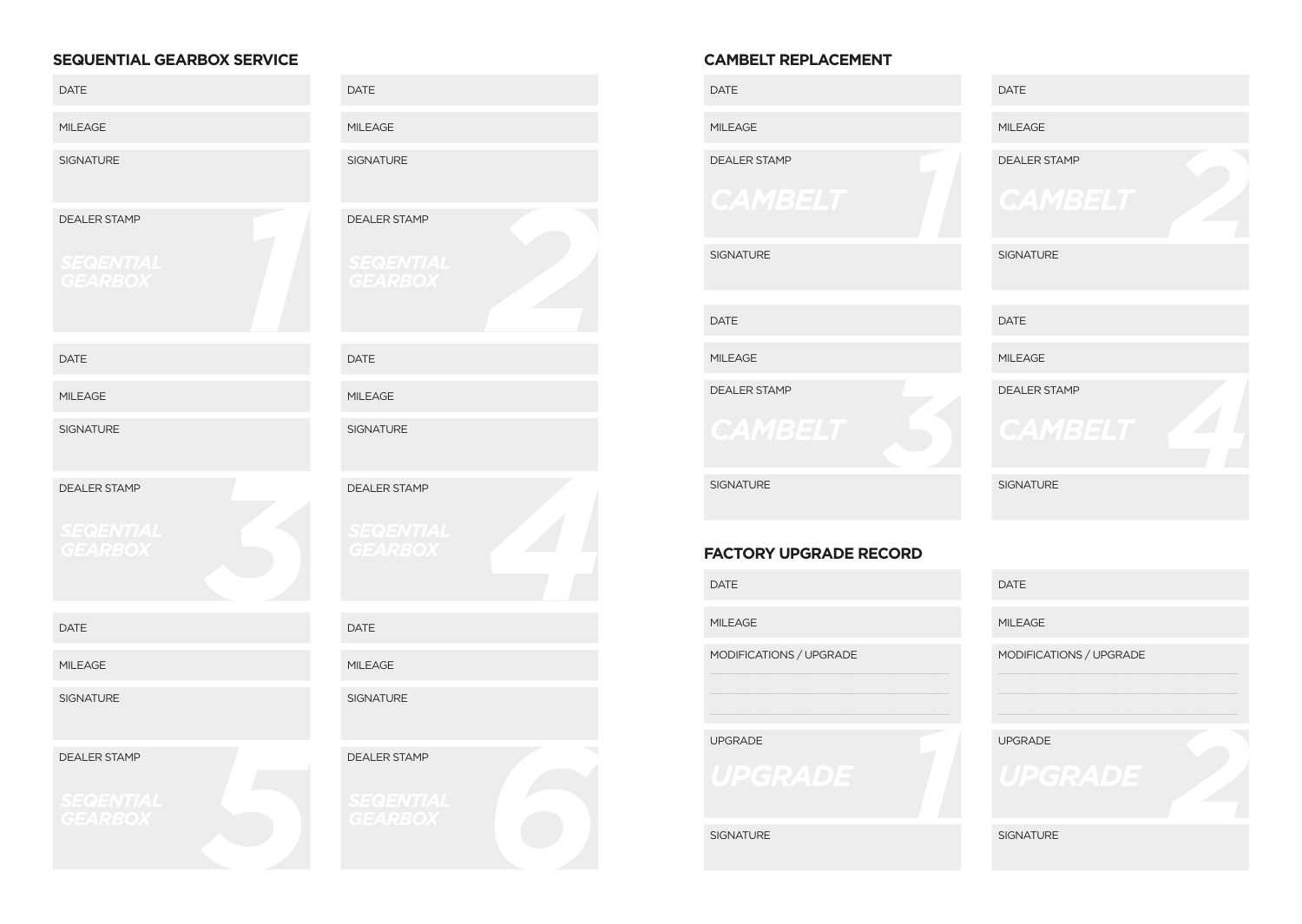## SEQUENTIAL GEARBOX SERVICE

| 1 | |
|---|---|
| DATE | |
| MILEAGE | |
| SIGNATURE | |
| DEALER STAMP | |

SEQENTIAL GEARBOX 1

| 2 | |
|---|---|
| DATE | |
| MILEAGE | |
| SIGNATURE | |
| DEALER STAMP | |

SEQENTIAL GEARBOX 2

| 3 | |
|---|---|
| DATE | |
| MILEAGE | |
| SIGNATURE | |
| DEALER STAMP | |

SEQENTIAL GEARBOX 3

| 4 | |
|---|---|
| DATE | |
| MILEAGE | |
| SIGNATURE | |
| DEALER STAMP | |

SEQENTIAL GEARBOX 4

| 5 | |
|---|---|
| DATE | |
| MILEAGE | |
| SIGNATURE | |
| DEALER STAMP | |

SEQENTIAL GEARBOX 5

| 6 | |
|---|---|
| DATE | |
| MILEAGE | |
| SIGNATURE | |
| DEALER STAMP | |

SEQENTIAL GEARBOX 6

## CAMBELT REPLACEMENT

| 1 | |
|---|---|
| DATE | |
| MILEAGE | |
| DEALER STAMP | |
| SIGNATURE | |

CAMBELT 1

| 2 | |
|---|---|
| DATE | |
| MILEAGE | |
| DEALER STAMP | |
| SIGNATURE | |

CAMBELT 2

| 3 | |
|---|---|
| DATE | |
| MILEAGE | |
| DEALER STAMP | |
| SIGNATURE | |

CAMBELT 3

| 4 | |
|---|---|
| DATE | |
| MILEAGE | |
| DEALER STAMP | |
| SIGNATURE | |

CAMBELT 4

## FACTORY UPGRADE RECORD

| 1 | |
|---|---|
| DATE | |
| MILEAGE | |
| MODIFICATIONS / UPGRADE | |
| UPGRADE | |
| SIGNATURE | |

UPGRADE 1

| 2 | |
|---|---|
| DATE | |
| MILEAGE | |
| MODIFICATIONS / UPGRADE | |
| UPGRADE | |
| SIGNATURE | |

UPGRADE 2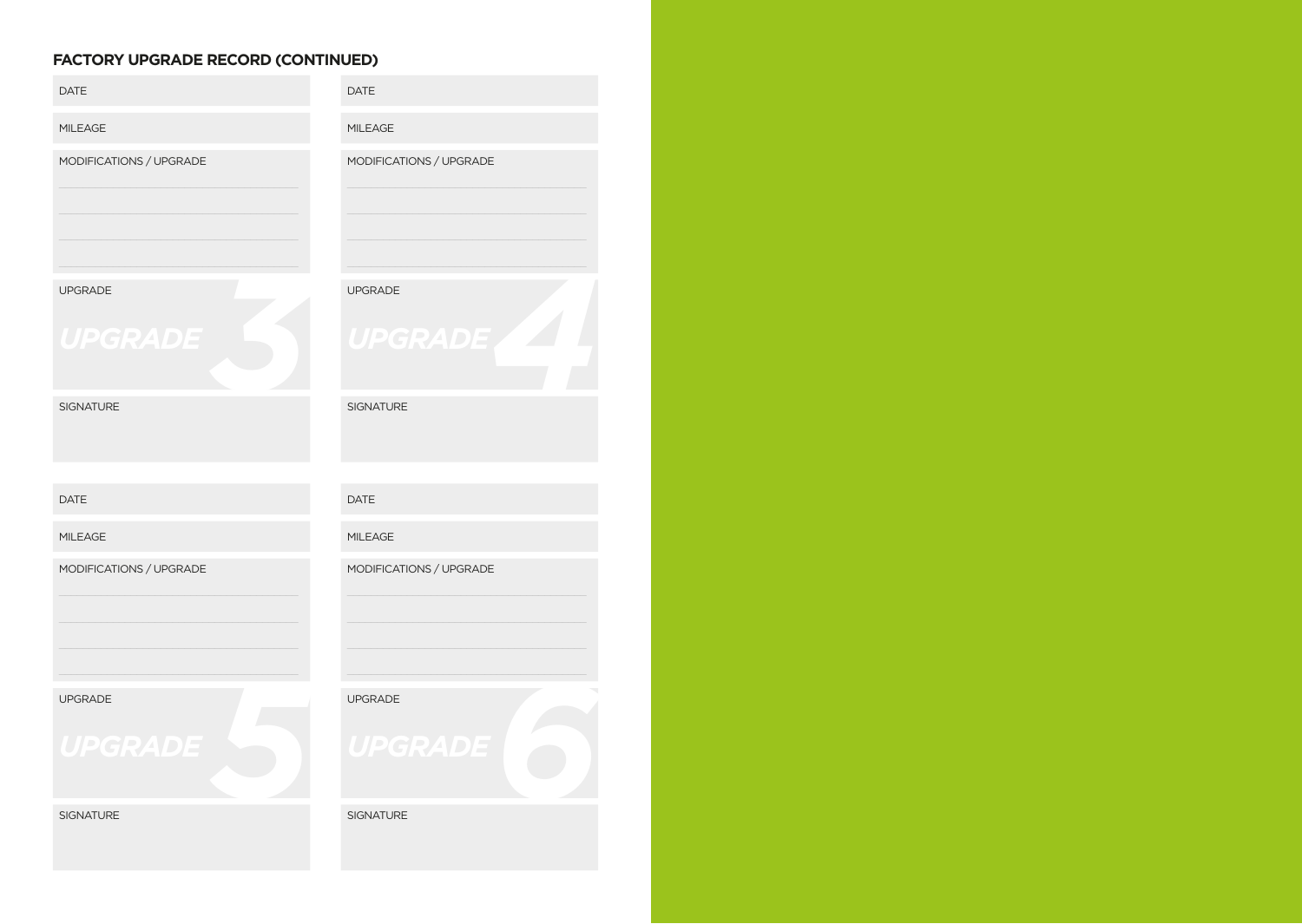## FACTORY UPGRADE RECORD (CONTINUED)

DATE

MILEAGE

MODIFICATIONS / UPGRADE

UPGRADE

*UPGRADE 3*

SIGNATURE

DATE

MILEAGE

MODIFICATIONS / UPGRADE

UPGRADE

*UPGRADE 4*

SIGNATURE

DATE

MILEAGE

MODIFICATIONS / UPGRADE

UPGRADE

*UPGRADE 5*

SIGNATURE

DATE

MILEAGE

MODIFICATIONS / UPGRADE

UPGRADE

*UPGRADE 6*

SIGNATURE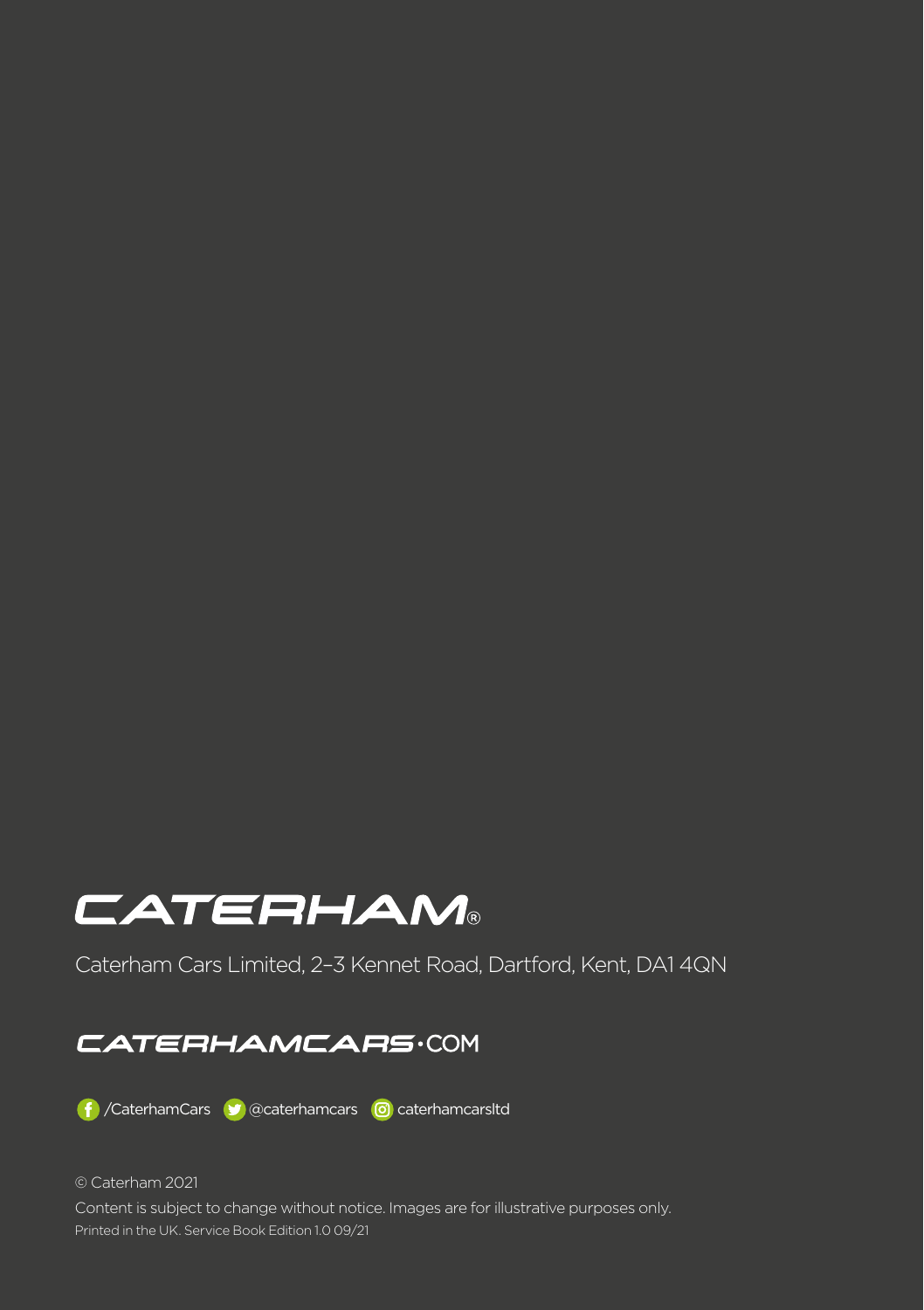CATERHAM®

Caterham Cars Limited, 2–3 Kennet Road, Dartford, Kent, DA1 4QN

CATERHAMCARS·COM

/CaterhamCars @caterhamcars caterhamcarsltd

© Caterham 2021

Content is subject to change without notice. Images are for illustrative purposes only.

Printed in the UK. Service Book Edition 1.0 09/21